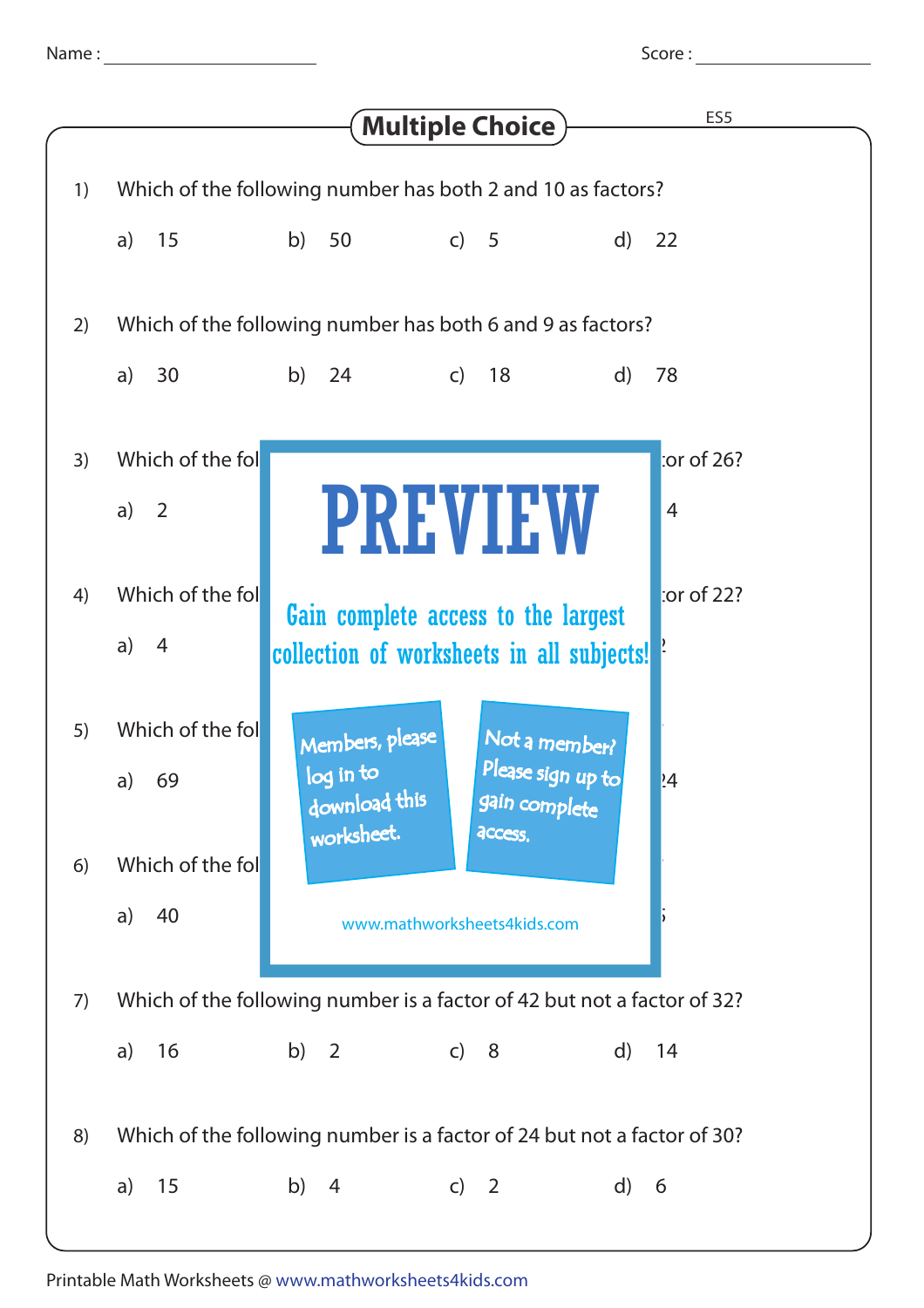Name : ______________________ Score : ______________________

# Multiple Choice

ES5

1) Which of the following number has both 2 and 10 as factors?

a) 15 b) 50 c) 5 d) 22

2) Which of the following number has both 6 and 9 as factors?

a) 30 b) 24 c) 18 d) 78

3) Which of the fol... tor of 26?

a) 2 ... 4

4) Which of the fol... tor of 22?

a) 4 ... 2

5) Which of the fol...

a) 69 ... 24

6) Which of the fol...

a) 40 ... 5

**PREVIEW**

Gain complete access to the largest collection of worksheets in all subjects!

Members, please log in to download this worksheet.

Not a member? Please sign up to gain complete access.

www.mathworksheets4kids.com

7) Which of the following number is a factor of 42 but not a factor of 32?

a) 16 b) 2 c) 8 d) 14

8) Which of the following number is a factor of 24 but not a factor of 30?

a) 15 b) 4 c) 2 d) 6

Printable Math Worksheets @ www.mathworksheets4kids.com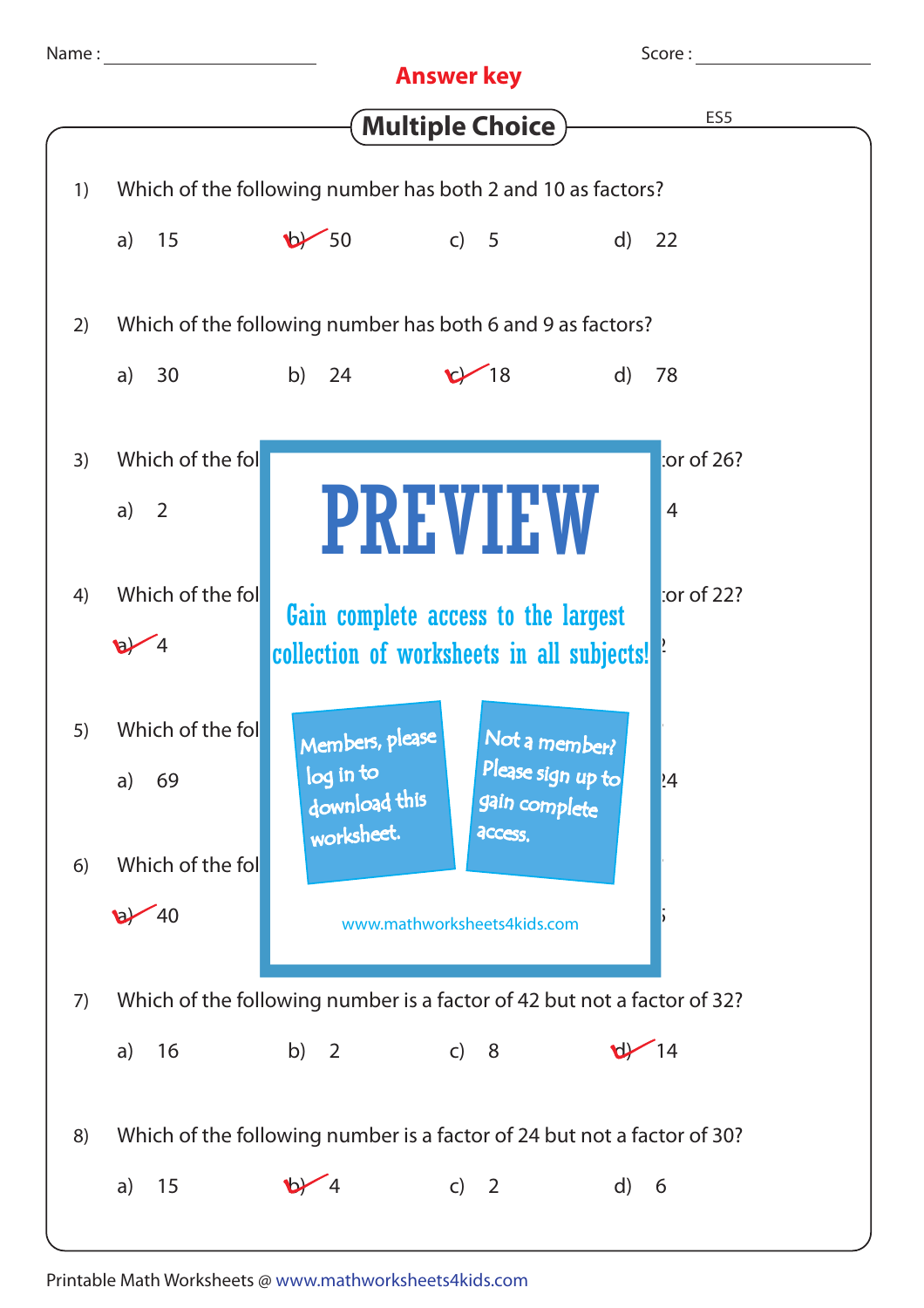Name : ____________________ Score : ____________________

**Answer key**

## Multiple Choice

ES5

1) Which of the following number has both 2 and 10 as factors?

a) 15  b) 50 ✓  c) 5  d) 22

2) Which of the following number has both 6 and 9 as factors?

a) 30  b) 24  c) 18 ✓  d) 78

3) Which of the fol ... tor of 26?

a) 2 ... 4

4) Which of the fol ... tor of 22?

a) 4 ✓ ...

5) Which of the fol ...

a) 69 ... 24

6) Which of the fol ...

a) 40 ✓ ...

**PREVIEW**

Gain complete access to the largest collection of worksheets in all subjects!

Members, please log in to download this worksheet.

Not a member? Please sign up to gain complete access.

www.mathworksheets4kids.com

7) Which of the following number is a factor of 42 but not a factor of 32?

a) 16  b) 2  c) 8  d) 14 ✓

8) Which of the following number is a factor of 24 but not a factor of 30?

a) 15  b) 4 ✓  c) 2  d) 6

Printable Math Worksheets @ www.mathworksheets4kids.com